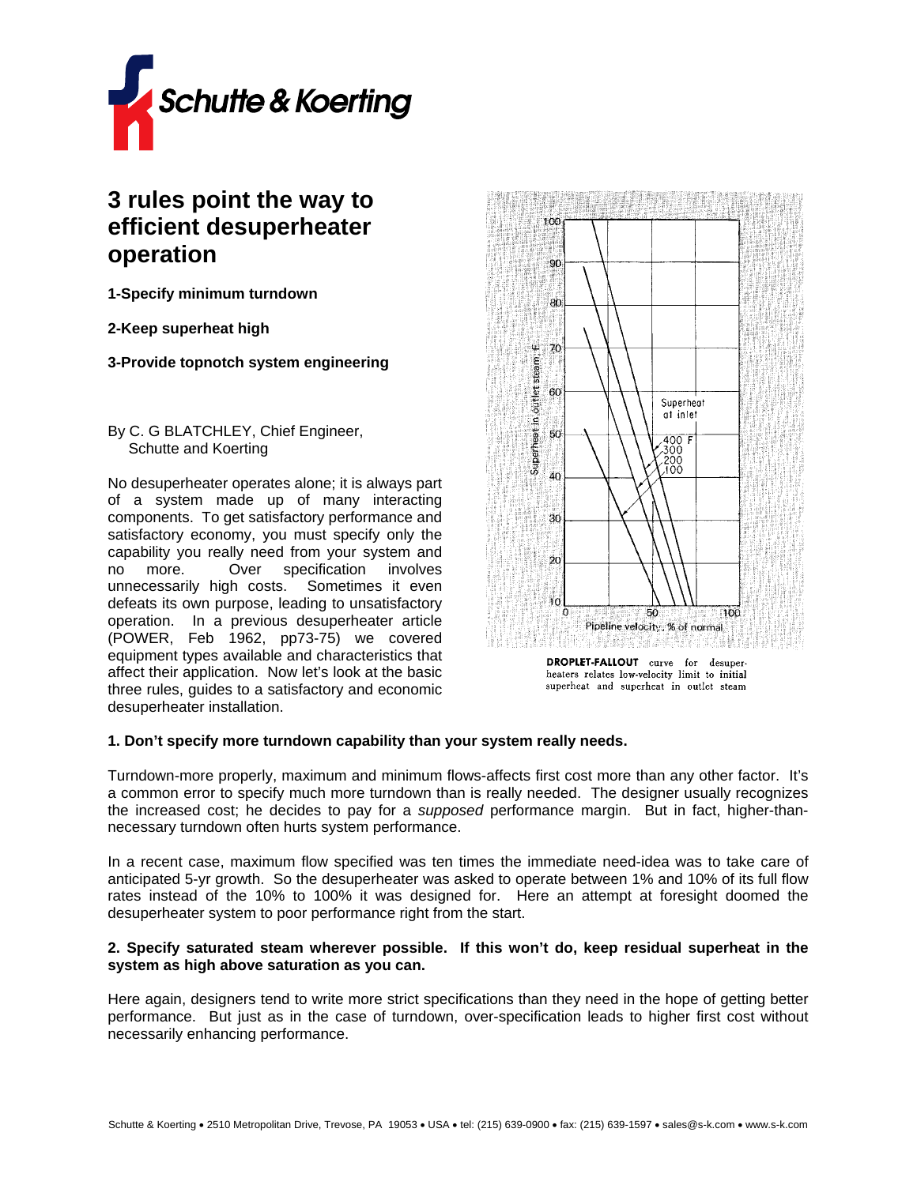# 3 rules point the way to efficient desuperheater operation

**1-Specify minimum turndown**

**2-Keep superheat high**

**3-Provide topnotch system engineering**

By C. G BLATCHLEY, Chief Engineer, Schutte and Koerting

No desuperheater operates alone; it is always part of a system made up of many interacting components. To get satisfactory performance and satisfactory economy, you must specify only the capability you really need from your system and no more. Over specification involves unnecessarily high costs. Sometimes it even defeats its own purpose, leading to unsatisfactory operation. In a previous desuperheater article (POWER, Feb 1962, pp73-75) we covered equipment types available and characteristics that affect their application. Now let's look at the basic three rules, guides to a satisfactory and economic desuperheater installation.

DROPLET-FALLOUT curve for desuperheaters relates low-velocity limit to initial superheat and superheat in outlet steam

### 1. Don't specify more turndown capability than your system really needs.

Turndown-more properly, maximum and minimum flows-affects first cost more than any other factor. It's a common error to specify much more turndown than is really needed. The designer usually recognizes the increased cost; he decides to pay for a *supposed* performance margin. But in fact, higher-than-necessary turndown often hurts system performance.

In a recent case, maximum flow specified was ten times the immediate need-idea was to take care of anticipated 5-yr growth. So the desuperheater was asked to operate between 1% and 10% of its full flow rates instead of the 10% to 100% it was designed for. Here an attempt at foresight doomed the desuperheater system to poor performance right from the start.

### 2. Specify saturated steam wherever possible. If this won't do, keep residual superheat in the system as high above saturation as you can.

Here again, designers tend to write more strict specifications than they need in the hope of getting better performance. But just as in the case of turndown, over-specification leads to higher first cost without necessarily enhancing performance.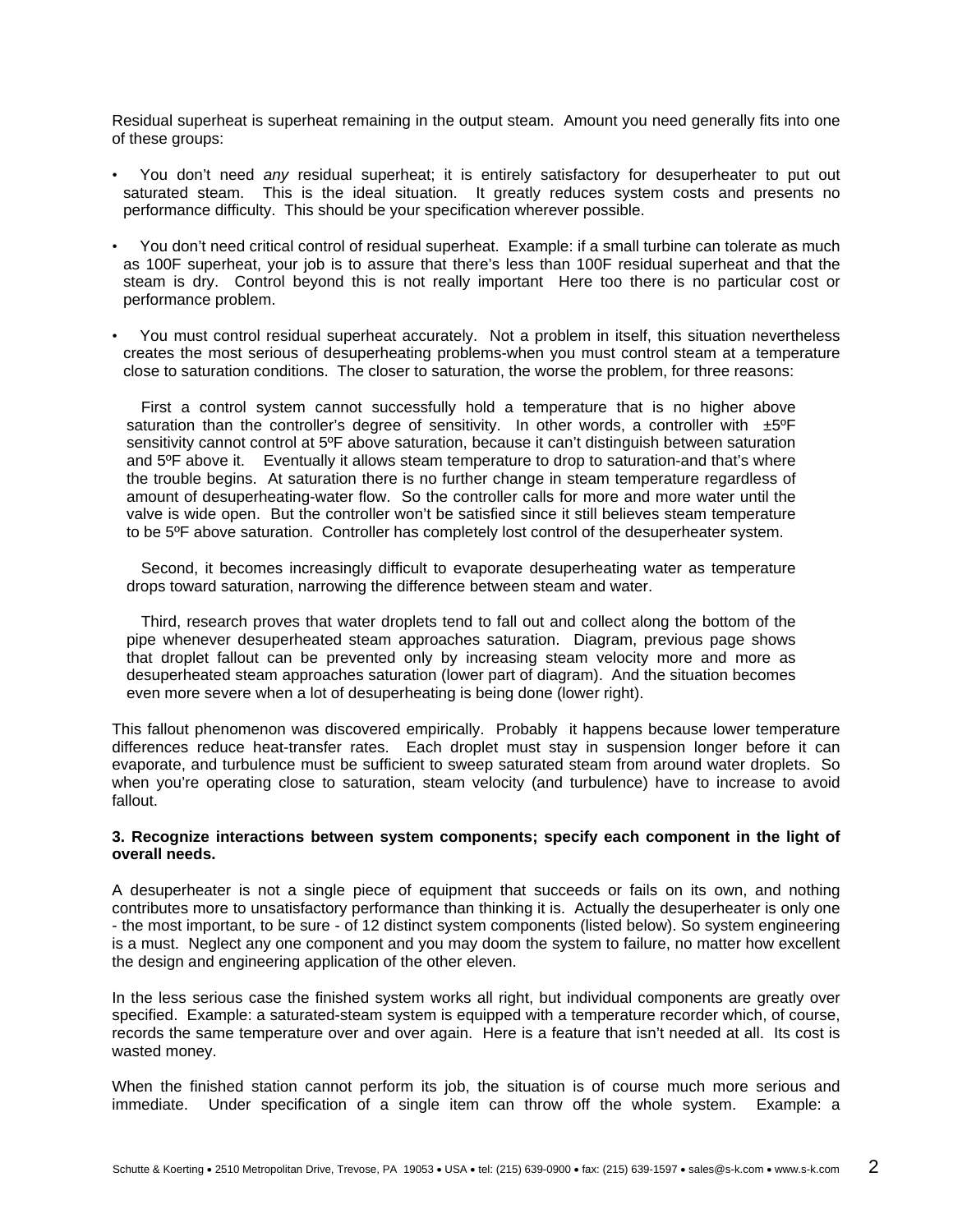Residual superheat is superheat remaining in the output steam. Amount you need generally fits into one of these groups:

- You don't need *any* residual superheat; it is entirely satisfactory for desuperheater to put out saturated steam. This is the ideal situation. It greatly reduces system costs and presents no performance difficulty. This should be your specification wherever possible.

- You don't need critical control of residual superheat. Example: if a small turbine can tolerate as much as 100F superheat, your job is to assure that there's less than 100F residual superheat and that the steam is dry. Control beyond this is not really important Here too there is no particular cost or performance problem.

- You must control residual superheat accurately. Not a problem in itself, this situation nevertheless creates the most serious of desuperheating problems-when you must control steam at a temperature close to saturation conditions. The closer to saturation, the worse the problem, for three reasons:

  First a control system cannot successfully hold a temperature that is no higher above saturation than the controller's degree of sensitivity. In other words, a controller with ±5ºF sensitivity cannot control at 5ºF above saturation, because it can't distinguish between saturation and 5ºF above it. Eventually it allows steam temperature to drop to saturation-and that's where the trouble begins. At saturation there is no further change in steam temperature regardless of amount of desuperheating-water flow. So the controller calls for more and more water until the valve is wide open. But the controller won't be satisfied since it still believes steam temperature to be 5ºF above saturation. Controller has completely lost control of the desuperheater system.

  Second, it becomes increasingly difficult to evaporate desuperheating water as temperature drops toward saturation, narrowing the difference between steam and water.

  Third, research proves that water droplets tend to fall out and collect along the bottom of the pipe whenever desuperheated steam approaches saturation. Diagram, previous page shows that droplet fallout can be prevented only by increasing steam velocity more and more as desuperheated steam approaches saturation (lower part of diagram). And the situation becomes even more severe when a lot of desuperheating is being done (lower right).

This fallout phenomenon was discovered empirically. Probably it happens because lower temperature differences reduce heat-transfer rates. Each droplet must stay in suspension longer before it can evaporate, and turbulence must be sufficient to sweep saturated steam from around water droplets. So when you're operating close to saturation, steam velocity (and turbulence) have to increase to avoid fallout.

**3. Recognize interactions between system components; specify each component in the light of overall needs.**

A desuperheater is not a single piece of equipment that succeeds or fails on its own, and nothing contributes more to unsatisfactory performance than thinking it is. Actually the desuperheater is only one - the most important, to be sure - of 12 distinct system components (listed below). So system engineering is a must. Neglect any one component and you may doom the system to failure, no matter how excellent the design and engineering application of the other eleven.

In the less serious case the finished system works all right, but individual components are greatly over specified. Example: a saturated-steam system is equipped with a temperature recorder which, of course, records the same temperature over and over again. Here is a feature that isn't needed at all. Its cost is wasted money.

When the finished station cannot perform its job, the situation is of course much more serious and immediate. Under specification of a single item can throw off the whole system. Example: a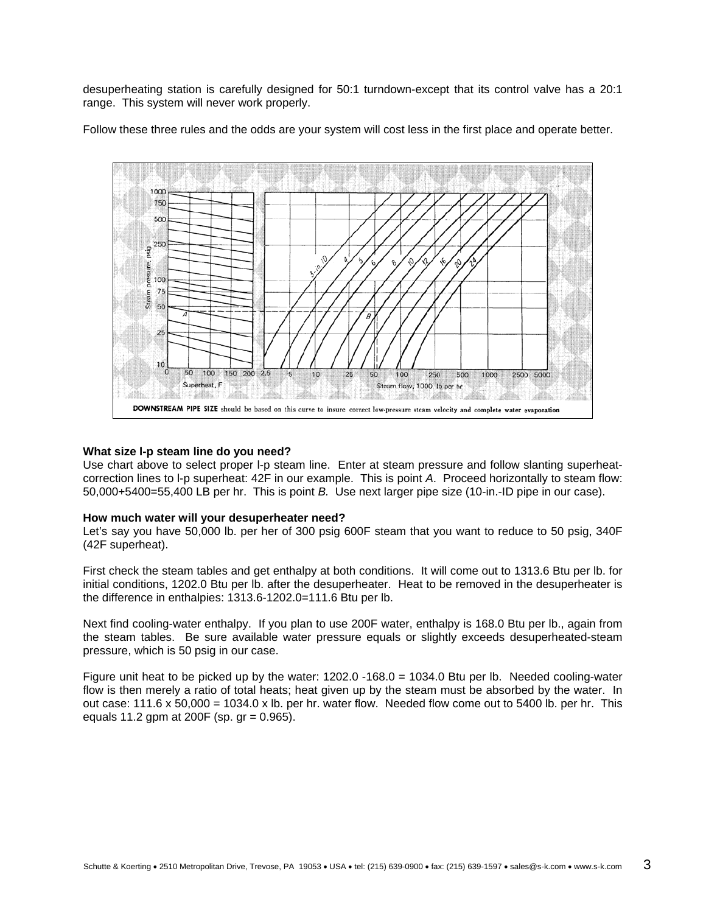desuperheating station is carefully designed for 50:1 turndown-except that its control valve has a 20:1 range. This system will never work properly.

Follow these three rules and the odds are your system will cost less in the first place and operate better.

**DOWNSTREAM PIPE SIZE** should be based on this curve to insure correct low-pressure steam velocity and complete water evaporation

### What size l-p steam line do you need?

Use chart above to select proper l-p steam line. Enter at steam pressure and follow slanting superheat-correction lines to l-p superheat: 42F in our example. This is point *A*. Proceed horizontally to steam flow: 50,000+5400=55,400 LB per hr. This is point *B.* Use next larger pipe size (10-in.-ID pipe in our case).

### How much water will your desuperheater need?

Let's say you have 50,000 lb. per her of 300 psig 600F steam that you want to reduce to 50 psig, 340F (42F superheat).

First check the steam tables and get enthalpy at both conditions. It will come out to 1313.6 Btu per lb. for initial conditions, 1202.0 Btu per lb. after the desuperheater. Heat to be removed in the desuperheater is the difference in enthalpies: 1313.6-1202.0=111.6 Btu per lb.

Next find cooling-water enthalpy. If you plan to use 200F water, enthalpy is 168.0 Btu per lb., again from the steam tables. Be sure available water pressure equals or slightly exceeds desuperheated-steam pressure, which is 50 psig in our case.

Figure unit heat to be picked up by the water: 1202.0 -168.0 = 1034.0 Btu per lb. Needed cooling-water flow is then merely a ratio of total heats; heat given up by the steam must be absorbed by the water. In out case: 111.6 x 50,000 = 1034.0 x lb. per hr. water flow. Needed flow come out to 5400 lb. per hr. This equals 11.2 gpm at 200F (sp. gr = 0.965).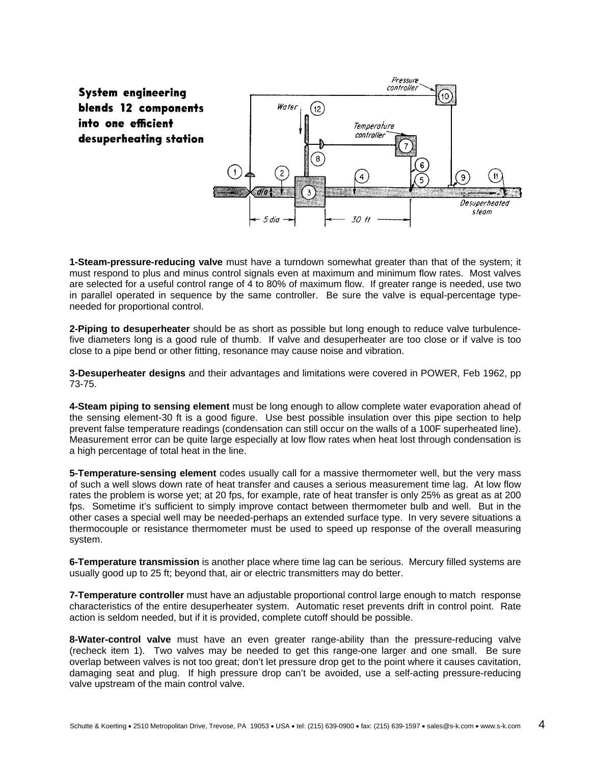**System engineering blends 12 components into one efficient desuperheating station**

**1-Steam-pressure-reducing valve** must have a turndown somewhat greater than that of the system; it must respond to plus and minus control signals even at maximum and minimum flow rates. Most valves are selected for a useful control range of 4 to 80% of maximum flow. If greater range is needed, use two in parallel operated in sequence by the same controller. Be sure the valve is equal-percentage type-needed for proportional control.

**2-Piping to desuperheater** should be as short as possible but long enough to reduce valve turbulence-five diameters long is a good rule of thumb. If valve and desuperheater are too close or if valve is too close to a pipe bend or other fitting, resonance may cause noise and vibration.

**3-Desuperheater designs** and their advantages and limitations were covered in POWER, Feb 1962, pp 73-75.

**4-Steam piping to sensing element** must be long enough to allow complete water evaporation ahead of the sensing element-30 ft is a good figure. Use best possible insulation over this pipe section to help prevent false temperature readings (condensation can still occur on the walls of a 100F superheated line). Measurement error can be quite large especially at low flow rates when heat lost through condensation is a high percentage of total heat in the line.

**5-Temperature-sensing element** codes usually call for a massive thermometer well, but the very mass of such a well slows down rate of heat transfer and causes a serious measurement time lag. At low flow rates the problem is worse yet; at 20 fps, for example, rate of heat transfer is only 25% as great as at 200 fps. Sometime it's sufficient to simply improve contact between thermometer bulb and well. But in the other cases a special well may be needed-perhaps an extended surface type. In very severe situations a thermocouple or resistance thermometer must be used to speed up response of the overall measuring system.

**6-Temperature transmission** is another place where time lag can be serious. Mercury filled systems are usually good up to 25 ft; beyond that, air or electric transmitters may do better.

**7-Temperature controller** must have an adjustable proportional control large enough to match response characteristics of the entire desuperheater system. Automatic reset prevents drift in control point. Rate action is seldom needed, but if it is provided, complete cutoff should be possible.

**8-Water-control valve** must have an even greater range-ability than the pressure-reducing valve (recheck item 1). Two valves may be needed to get this range-one larger and one small. Be sure overlap between valves is not too great; don't let pressure drop get to the point where it causes cavitation, damaging seat and plug. If high pressure drop can't be avoided, use a self-acting pressure-reducing valve upstream of the main control valve.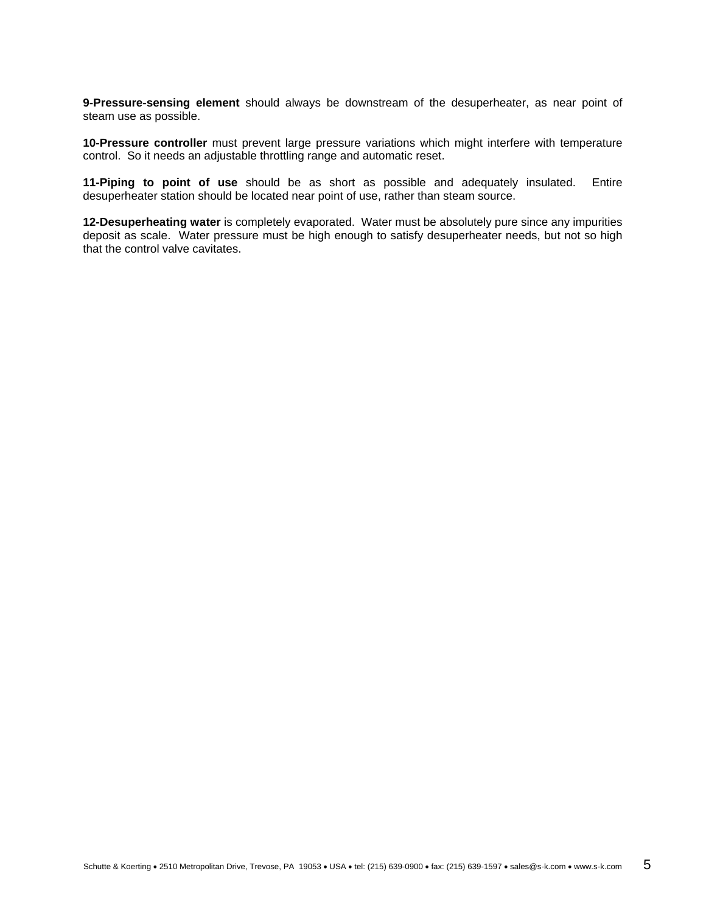**9-Pressure-sensing element** should always be downstream of the desuperheater, as near point of steam use as possible.

**10-Pressure controller** must prevent large pressure variations which might interfere with temperature control. So it needs an adjustable throttling range and automatic reset.

**11-Piping to point of use** should be as short as possible and adequately insulated. Entire desuperheater station should be located near point of use, rather than steam source.

**12-Desuperheating water** is completely evaporated. Water must be absolutely pure since any impurities deposit as scale. Water pressure must be high enough to satisfy desuperheater needs, but not so high that the control valve cavitates.